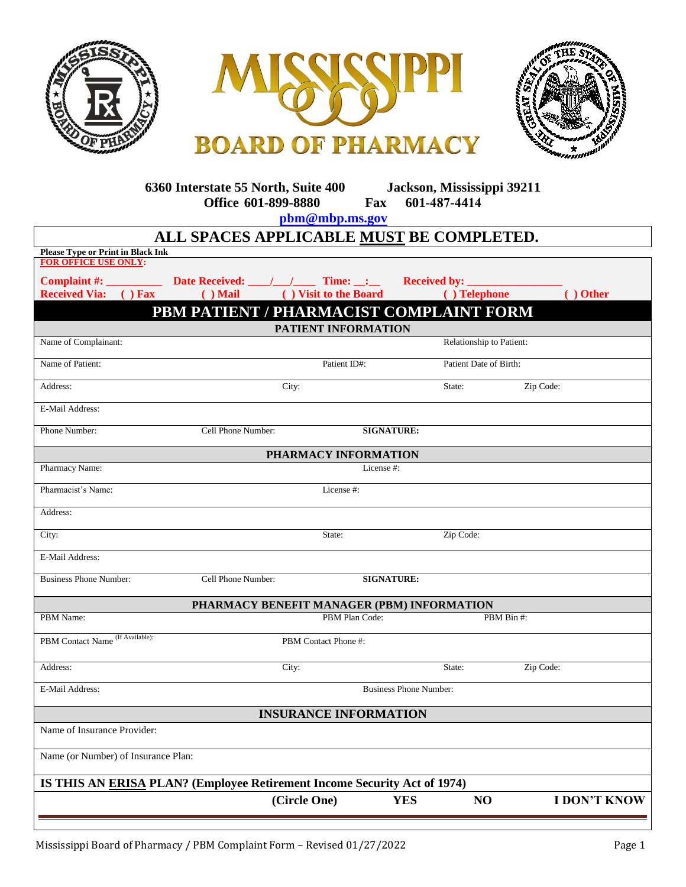# MISSISSIPPI BOARD OF PHARMACY

**6360 Interstate 55 North, Suite 400 Jackson, Mississippi 39211**
**Office 601-899-8880 Fax 601-487-4414**
**pbm@mbp.ms.gov**

## ALL SPACES APPLICABLE MUST BE COMPLETED.

**Please Type or Print in Black Ink**

**FOR OFFICE USE ONLY:**

**Complaint #: _________ Date Received: ____/___/____ Time: __:__ Received by: ________________**
**Received Via: ( ) Fax ( ) Mail ( ) Visit to the Board ( ) Telephone ( ) Other**

## PBM PATIENT / PHARMACIST COMPLAINT FORM

### PATIENT INFORMATION

| | | | |
|---|---|---|---|
| Name of Complainant: | | Relationship to Patient: | |
| Name of Patient: | Patient ID#: | Patient Date of Birth: | |
| Address: | City: | State: | Zip Code: |
| E-Mail Address: | | | |
| Phone Number: | Cell Phone Number: | **SIGNATURE:** | |

### PHARMACY INFORMATION

| | | |
|---|---|---|
| Pharmacy Name: | License #: | |
| Pharmacist's Name: | License #: | |
| Address: | | |
| City: | State: | Zip Code: |
| E-Mail Address: | | |
| Business Phone Number: | Cell Phone Number: | **SIGNATURE:** |

### PHARMACY BENEFIT MANAGER (PBM) INFORMATION

| | | | |
|---|---|---|---|
| PBM Name: | PBM Plan Code: | PBM Bin #: | |
| PBM Contact Name (If Available): | PBM Contact Phone #: | | |
| Address: | City: | State: | Zip Code: |
| E-Mail Address: | Business Phone Number: | | |

### INSURANCE INFORMATION

Name of Insurance Provider:

Name (or Number) of Insurance Plan:

**IS THIS AN ERISA PLAN? (Employee Retirement Income Security Act of 1974)**

**(Circle One) YES NO I DON'T KNOW**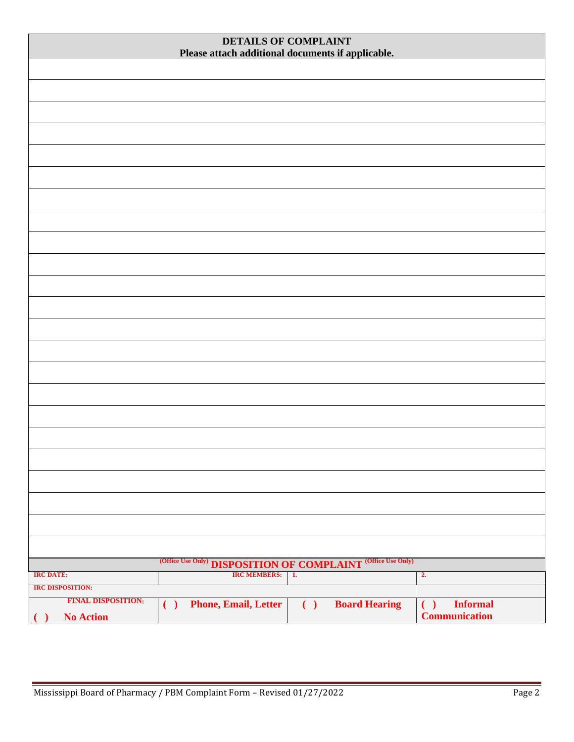## DETAILS OF COMPLAINT

**Please attach additional documents if applicable.**

| |
|---|
| |
| |
| |
| |
| |
| |
| |
| |
| |
| |
| |
| |
| |
| |
| |
| |
| |
| |
| |
| |
| |
| |

## (Office Use Only) DISPOSITION OF COMPLAINT (Office Use Only)

| | | | |
|---|---|---|---|
| **IRC DATE:** | **IRC MEMBERS:** | **1.** | **2.** |
| **IRC DISPOSITION:** | | | |
| **FINAL DISPOSITION:** ( ) **No Action** | ( ) **Phone, Email, Letter** | ( ) **Board Hearing** | ( ) **Informal Communication** |